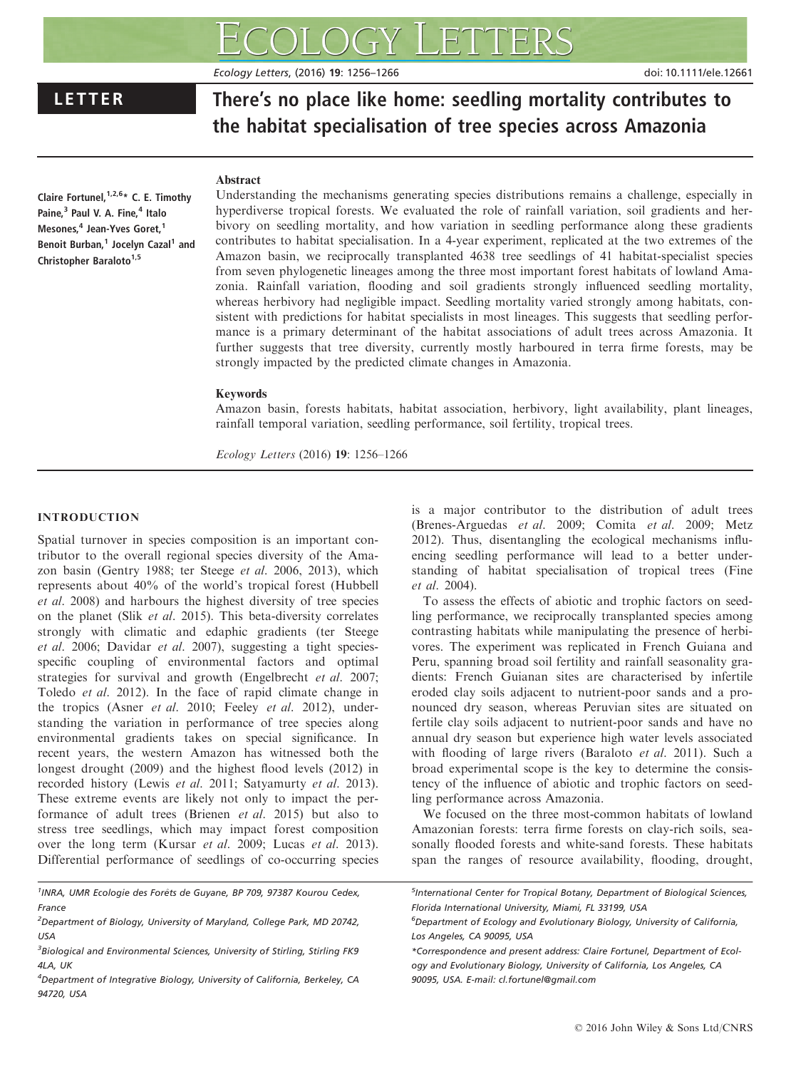LETTER

# There's no place like home: seedling mortality contributes to the habitat specialisation of tree species across Amazonia

Claire Fortunel,[1,2,6]* C. E. Timothy Paine,[3] Paul V. A. Fine,[4] Italo Mesones,[4] Jean-Yves Goret,[1] Benoit Burban,[1] Jocelyn Cazal[1] and Christopher Baraloto[1,5]

## Abstract

Understanding the mechanisms generating species distributions remains a challenge, especially in hyperdiverse tropical forests. We evaluated the role of rainfall variation, soil gradients and herbivory on seedling mortality, and how variation in seedling performance along these gradients contributes to habitat specialisation. In a 4-year experiment, replicated at the two extremes of the Amazon basin, we reciprocally transplanted 4638 tree seedlings of 41 habitat-specialist species from seven phylogenetic lineages among the three most important forest habitats of lowland Amazonia. Rainfall variation, flooding and soil gradients strongly influenced seedling mortality, whereas herbivory had negligible impact. Seedling mortality varied strongly among habitats, consistent with predictions for habitat specialists in most lineages. This suggests that seedling performance is a primary determinant of the habitat associations of adult trees across Amazonia. It further suggests that tree diversity, currently mostly harboured in terra firme forests, may be strongly impacted by the predicted climate changes in Amazonia.

### Keywords

Amazon basin, forests habitats, habitat association, herbivory, light availability, plant lineages, rainfall temporal variation, seedling performance, soil fertility, tropical trees.

*Ecology Letters* (2016) **19**: 1256–1266

## INTRODUCTION

Spatial turnover in species composition is an important contributor to the overall regional species diversity of the Amazon basin (Gentry 1988; ter Steege *et al*. 2006, 2013), which represents about 40% of the world's tropical forest (Hubbell *et al*. 2008) and harbours the highest diversity of tree species on the planet (Slik *et al*. 2015). This beta-diversity correlates strongly with climatic and edaphic gradients (ter Steege *et al*. 2006; Davidar *et al*. 2007), suggesting a tight species-specific coupling of environmental factors and optimal strategies for survival and growth (Engelbrecht *et al*. 2007; Toledo *et al*. 2012). In the face of rapid climate change in the tropics (Asner *et al*. 2010; Feeley *et al*. 2012), understanding the variation in performance of tree species along environmental gradients takes on special significance. In recent years, the western Amazon has witnessed both the longest drought (2009) and the highest flood levels (2012) in recorded history (Lewis *et al*. 2011; Satyamurty *et al*. 2013). These extreme events are likely not only to impact the performance of adult trees (Brienen *et al*. 2015) but also to stress tree seedlings, which may impact forest composition over the long term (Kursar *et al*. 2009; Lucas *et al*. 2013). Differential performance of seedlings of co-occurring species is a major contributor to the distribution of adult trees (Brenes-Arguedas *et al*. 2009; Comita *et al*. 2009; Metz 2012). Thus, disentangling the ecological mechanisms influencing seedling performance will lead to a better understanding of habitat specialisation of tropical trees (Fine *et al*. 2004).

To assess the effects of abiotic and trophic factors on seedling performance, we reciprocally transplanted species among contrasting habitats while manipulating the presence of herbivores. The experiment was replicated in French Guiana and Peru, spanning broad soil fertility and rainfall seasonality gradients: French Guianan sites are characterised by infertile eroded clay soils adjacent to nutrient-poor sands and a pronounced dry season, whereas Peruvian sites are situated on fertile clay soils adjacent to nutrient-poor sands and have no annual dry season but experience high water levels associated with flooding of large rivers (Baraloto *et al*. 2011). Such a broad experimental scope is the key to determine the consistency of the influence of abiotic and trophic factors on seedling performance across Amazonia.

We focused on the three most-common habitats of lowland Amazonian forests: terra firme forests on clay-rich soils, seasonally flooded forests and white-sand forests. These habitats span the ranges of resource availability, flooding, drought,

[1]INRA, UMR Ecologie des Forêts de Guyane, BP 709, 97387 Kourou Cedex, France

[2]Department of Biology, University of Maryland, College Park, MD 20742, USA

[3]Biological and Environmental Sciences, University of Stirling, Stirling FK9 4LA, UK

[4]Department of Integrative Biology, University of California, Berkeley, CA 94720, USA

[5]International Center for Tropical Botany, Department of Biological Sciences, Florida International University, Miami, FL 33199, USA

[6]Department of Ecology and Evolutionary Biology, University of California, Los Angeles, CA 90095, USA

*Correspondence and present address: Claire Fortunel, Department of Ecology and Evolutionary Biology, University of California, Los Angeles, CA 90095, USA. E-mail: cl.fortunel@gmail.com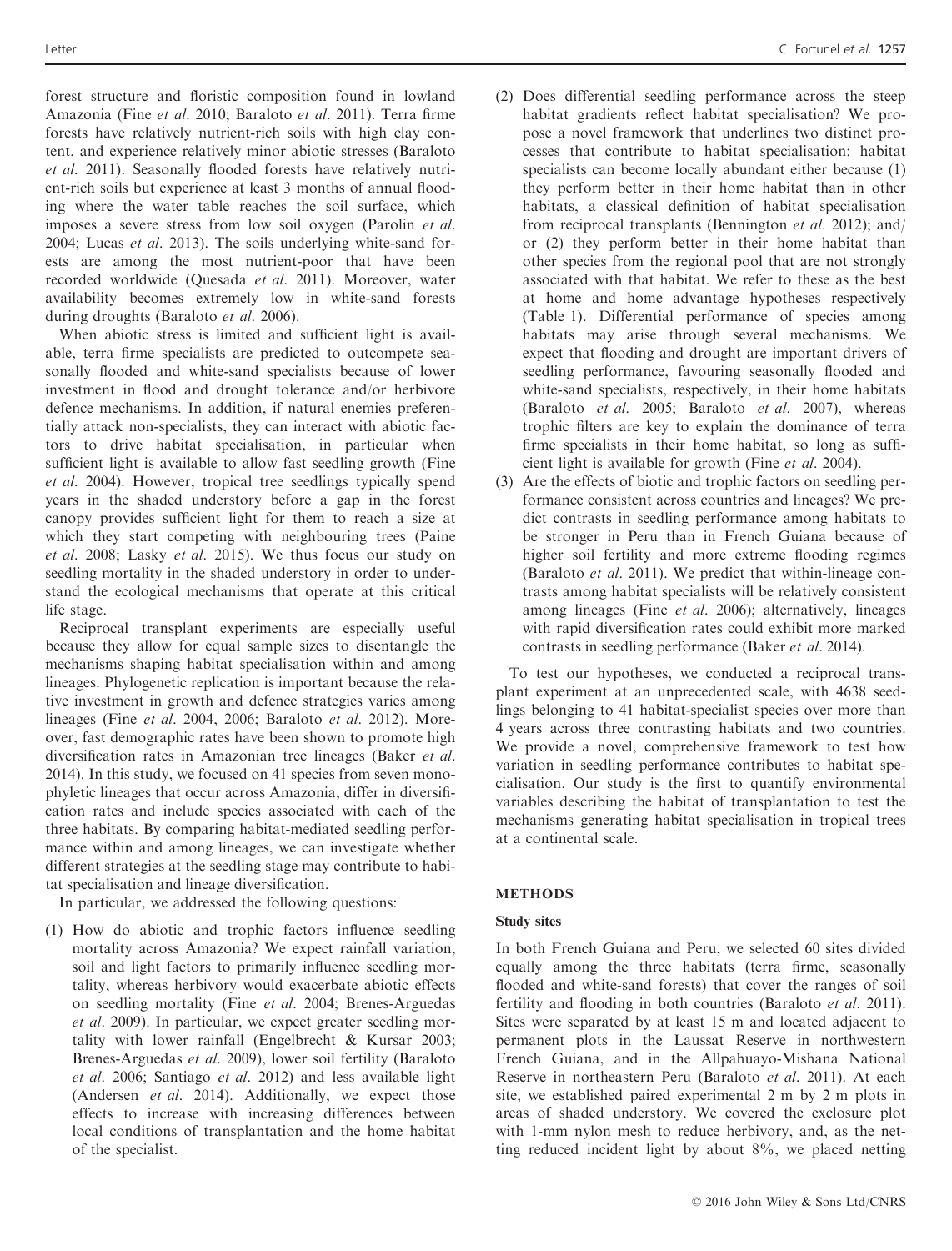forest structure and floristic composition found in lowland Amazonia (Fine *et al.* 2010; Baraloto *et al.* 2011). Terra firme forests have relatively nutrient-rich soils with high clay content, and experience relatively minor abiotic stresses (Baraloto *et al.* 2011). Seasonally flooded forests have relatively nutrient-rich soils but experience at least 3 months of annual flooding where the water table reaches the soil surface, which imposes a severe stress from low soil oxygen (Parolin *et al.* 2004; Lucas *et al.* 2013). The soils underlying white-sand forests are among the most nutrient-poor that have been recorded worldwide (Quesada *et al.* 2011). Moreover, water availability becomes extremely low in white-sand forests during droughts (Baraloto *et al.* 2006).

When abiotic stress is limited and sufficient light is available, terra firme specialists are predicted to outcompete seasonally flooded and white-sand specialists because of lower investment in flood and drought tolerance and/or herbivore defence mechanisms. In addition, if natural enemies preferentially attack non-specialists, they can interact with abiotic factors to drive habitat specialisation, in particular when sufficient light is available to allow fast seedling growth (Fine *et al.* 2004). However, tropical tree seedlings typically spend years in the shaded understory before a gap in the forest canopy provides sufficient light for them to reach a size at which they start competing with neighbouring trees (Paine *et al.* 2008; Lasky *et al.* 2015). We thus focus our study on seedling mortality in the shaded understory in order to understand the ecological mechanisms that operate at this critical life stage.

Reciprocal transplant experiments are especially useful because they allow for equal sample sizes to disentangle the mechanisms shaping habitat specialisation within and among lineages. Phylogenetic replication is important because the relative investment in growth and defence strategies varies among lineages (Fine *et al.* 2004, 2006; Baraloto *et al.* 2012). Moreover, fast demographic rates have been shown to promote high diversification rates in Amazonian tree lineages (Baker *et al.* 2014). In this study, we focused on 41 species from seven monophyletic lineages that occur across Amazonia, differ in diversification rates and include species associated with each of the three habitats. By comparing habitat-mediated seedling performance within and among lineages, we can investigate whether different strategies at the seedling stage may contribute to habitat specialisation and lineage diversification.

In particular, we addressed the following questions:

(1) How do abiotic and trophic factors influence seedling mortality across Amazonia? We expect rainfall variation, soil and light factors to primarily influence seedling mortality, whereas herbivory would exacerbate abiotic effects on seedling mortality (Fine *et al.* 2004; Brenes-Arguedas *et al.* 2009). In particular, we expect greater seedling mortality with lower rainfall (Engelbrecht & Kursar 2003; Brenes-Arguedas *et al.* 2009), lower soil fertility (Baraloto *et al.* 2006; Santiago *et al.* 2012) and less available light (Andersen *et al.* 2014). Additionally, we expect those effects to increase with increasing differences between local conditions of transplantation and the home habitat of the specialist.

(2) Does differential seedling performance across the steep habitat gradients reflect habitat specialisation? We propose a novel framework that underlines two distinct processes that contribute to habitat specialisation: habitat specialists can become locally abundant either because (1) they perform better in their home habitat than in other habitats, a classical definition of habitat specialisation from reciprocal transplants (Bennington *et al.* 2012); and/or (2) they perform better in their home habitat than other species from the regional pool that are not strongly associated with that habitat. We refer to these as the best at home and home advantage hypotheses respectively (Table 1). Differential performance of species among habitats may arise through several mechanisms. We expect that flooding and drought are important drivers of seedling performance, favouring seasonally flooded and white-sand specialists, respectively, in their home habitats (Baraloto *et al.* 2005; Baraloto *et al.* 2007), whereas trophic filters are key to explain the dominance of terra firme specialists in their home habitat, so long as sufficient light is available for growth (Fine *et al.* 2004).

(3) Are the effects of biotic and trophic factors on seedling performance consistent across countries and lineages? We predict contrasts in seedling performance among habitats to be stronger in Peru than in French Guiana because of higher soil fertility and more extreme flooding regimes (Baraloto *et al.* 2011). We predict that within-lineage contrasts among habitat specialists will be relatively consistent among lineages (Fine *et al.* 2006); alternatively, lineages with rapid diversification rates could exhibit more marked contrasts in seedling performance (Baker *et al.* 2014).

To test our hypotheses, we conducted a reciprocal transplant experiment at an unprecedented scale, with 4638 seedlings belonging to 41 habitat-specialist species over more than 4 years across three contrasting habitats and two countries. We provide a novel, comprehensive framework to test how variation in seedling performance contributes to habitat specialisation. Our study is the first to quantify environmental variables describing the habitat of transplantation to test the mechanisms generating habitat specialisation in tropical trees at a continental scale.

## METHODS

### Study sites

In both French Guiana and Peru, we selected 60 sites divided equally among the three habitats (terra firme, seasonally flooded and white-sand forests) that cover the ranges of soil fertility and flooding in both countries (Baraloto *et al.* 2011). Sites were separated by at least 15 m and located adjacent to permanent plots in the Laussat Reserve in northwestern French Guiana, and in the Allpahuayo-Mishana National Reserve in northeastern Peru (Baraloto *et al.* 2011). At each site, we established paired experimental 2 m by 2 m plots in areas of shaded understory. We covered the exclosure plot with 1-mm nylon mesh to reduce herbivory, and, as the netting reduced incident light by about 8%, we placed netting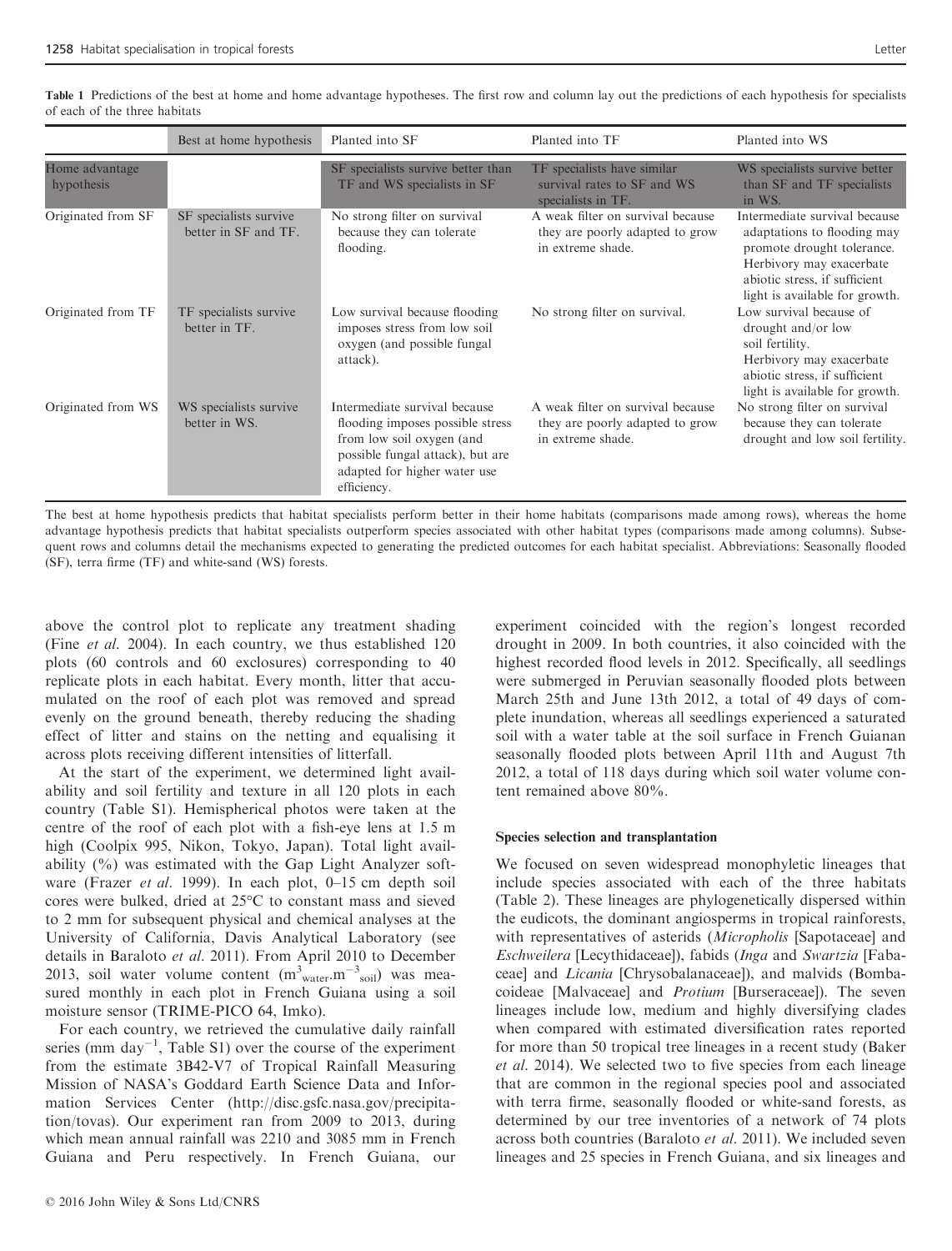**Table 1** Predictions of the best at home and home advantage hypotheses. The first row and column lay out the predictions of each hypothesis for specialists of each of the three habitats

| | Best at home hypothesis | Planted into SF | Planted into TF | Planted into WS |
|---|---|---|---|---|
| Home advantage hypothesis | | SF specialists survive better than TF and WS specialists in SF | TF specialists have similar survival rates to SF and WS specialists in TF. | WS specialists survive better than SF and TF specialists in WS. |
| Originated from SF | SF specialists survive better in SF and TF. | No strong filter on survival because they can tolerate flooding. | A weak filter on survival because they are poorly adapted to grow in extreme shade. | Intermediate survival because adaptations to flooding may promote drought tolerance. Herbivory may exacerbate abiotic stress, if sufficient light is available for growth. |
| Originated from TF | TF specialists survive better in TF. | Low survival because flooding imposes stress from low soil oxygen (and possible fungal attack). | No strong filter on survival. | Low survival because of drought and/or low soil fertility. Herbivory may exacerbate abiotic stress, if sufficient light is available for growth. |
| Originated from WS | WS specialists survive better in WS. | Intermediate survival because flooding imposes possible stress from low soil oxygen (and possible fungal attack), but are adapted for higher water use efficiency. | A weak filter on survival because they are poorly adapted to grow in extreme shade. | No strong filter on survival because they can tolerate drought and low soil fertility. |

The best at home hypothesis predicts that habitat specialists perform better in their home habitats (comparisons made among rows), whereas the home advantage hypothesis predicts that habitat specialists outperform species associated with other habitat types (comparisons made among columns). Subsequent rows and columns detail the mechanisms expected to generating the predicted outcomes for each habitat specialist. Abbreviations: Seasonally flooded (SF), terra firme (TF) and white-sand (WS) forests.

above the control plot to replicate any treatment shading (Fine *et al.* 2004). In each country, we thus established 120 plots (60 controls and 60 exclosures) corresponding to 40 replicate plots in each habitat. Every month, litter that accumulated on the roof of each plot was removed and spread evenly on the ground beneath, thereby reducing the shading effect of litter and stains on the netting and equalising it across plots receiving different intensities of litterfall.

At the start of the experiment, we determined light availability and soil fertility and texture in all 120 plots in each country (Table S1). Hemispherical photos were taken at the centre of the roof of each plot with a fish-eye lens at 1.5 m high (Coolpix 995, Nikon, Tokyo, Japan). Total light availability (%) was estimated with the Gap Light Analyzer software (Frazer *et al.* 1999). In each plot, 0–15 cm depth soil cores were bulked, dried at 25°C to constant mass and sieved to 2 mm for subsequent physical and chemical analyses at the University of California, Davis Analytical Laboratory (see details in Baraloto *et al.* 2011). From April 2010 to December 2013, soil water volume content ($m^3_{water}.m^{-3}_{soil}$) was measured monthly in each plot in French Guiana using a soil moisture sensor (TRIME-PICO 64, Imko).

For each country, we retrieved the cumulative daily rainfall series (mm day$^{-1}$, Table S1) over the course of the experiment from the estimate 3B42-V7 of Tropical Rainfall Measuring Mission of NASA's Goddard Earth Science Data and Information Services Center (http://disc.gsfc.nasa.gov/precipitation/tovas). Our experiment ran from 2009 to 2013, during which mean annual rainfall was 2210 and 3085 mm in French Guiana and Peru respectively. In French Guiana, our experiment coincided with the region's longest recorded drought in 2009. In both countries, it also coincided with the highest recorded flood levels in 2012. Specifically, all seedlings were submerged in Peruvian seasonally flooded plots between March 25th and June 13th 2012, a total of 49 days of complete inundation, whereas all seedlings experienced a saturated soil with a water table at the soil surface in French Guianan seasonally flooded plots between April 11th and August 7th 2012, a total of 118 days during which soil water volume content remained above 80%.

### Species selection and transplantation

We focused on seven widespread monophyletic lineages that include species associated with each of the three habitats (Table 2). These lineages are phylogenetically dispersed within the eudicots, the dominant angiosperms in tropical rainforests, with representatives of asterids (*Micropholis* [Sapotaceae] and *Eschweilera* [Lecythidaceae]), fabids (*Inga* and *Swartzia* [Fabaceae] and *Licania* [Chrysobalanaceae]), and malvids (Bombacoideae [Malvaceae] and *Protium* [Burseraceae]). The seven lineages include low, medium and highly diversifying clades when compared with estimated diversification rates reported for more than 50 tropical tree lineages in a recent study (Baker *et al.* 2014). We selected two to five species from each lineage that are common in the regional species pool and associated with terra firme, seasonally flooded or white-sand forests, as determined by our tree inventories of a network of 74 plots across both countries (Baraloto *et al.* 2011). We included seven lineages and 25 species in French Guiana, and six lineages and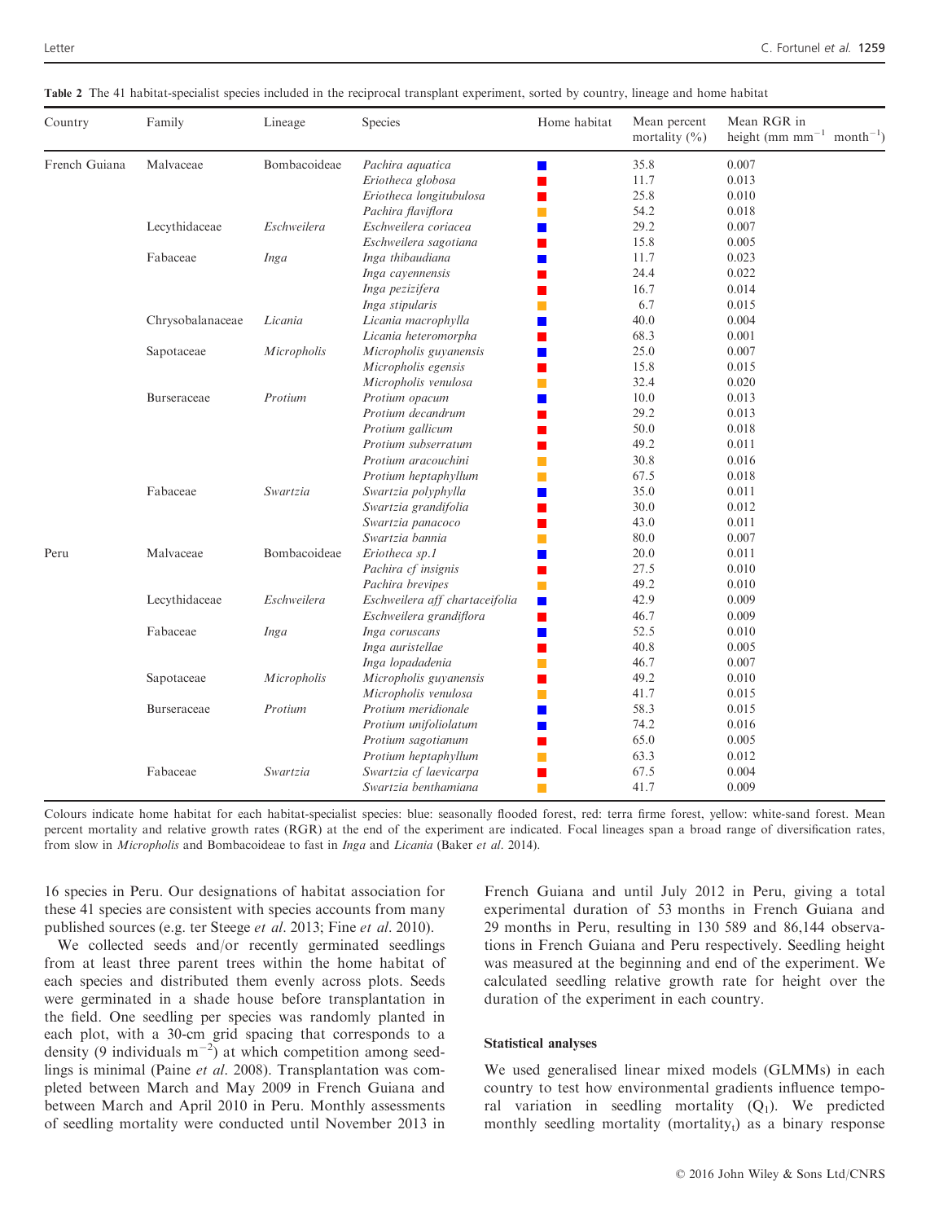**Table 2** The 41 habitat-specialist species included in the reciprocal transplant experiment, sorted by country, lineage and home habitat

| Country | Family | Lineage | Species | Home habitat | Mean percent mortality (%) | Mean RGR in height (mm mm$^{-1}$ month$^{-1}$) |
|---|---|---|---|---|---|---|
| French Guiana | Malvaceae | Bombacoideae | *Pachira aquatica* | blue | 35.8 | 0.007 |
| | | | *Eriotheca globosa* | red | 11.7 | 0.013 |
| | | | *Eriotheca longitubulosa* | red | 25.8 | 0.010 |
| | | | *Pachira flaviflora* | yellow | 54.2 | 0.018 |
| | Lecythidaceae | *Eschweilera* | *Eschweilera coriacea* | blue | 29.2 | 0.007 |
| | | | *Eschweilera sagotiana* | red | 15.8 | 0.005 |
| | Fabaceae | *Inga* | *Inga thibaudiana* | blue | 11.7 | 0.023 |
| | | | *Inga cayennensis* | red | 24.4 | 0.022 |
| | | | *Inga pezizifera* | red | 16.7 | 0.014 |
| | | | *Inga stipularis* | yellow | 6.7 | 0.015 |
| | Chrysobalanaceae | *Licania* | *Licania macrophylla* | blue | 40.0 | 0.004 |
| | | | *Licania heteromorpha* | red | 68.3 | 0.001 |
| | Sapotaceae | *Micropholis* | *Micropholis guyanensis* | blue | 25.0 | 0.007 |
| | | | *Micropholis egensis* | red | 15.8 | 0.015 |
| | | | *Micropholis venulosa* | yellow | 32.4 | 0.020 |
| | Burseraceae | *Protium* | *Protium opacum* | blue | 10.0 | 0.013 |
| | | | *Protium decandrum* | red | 29.2 | 0.013 |
| | | | *Protium gallicum* | red | 50.0 | 0.018 |
| | | | *Protium subserratum* | red | 49.2 | 0.011 |
| | | | *Protium aracouchini* | yellow | 30.8 | 0.016 |
| | | | *Protium heptaphyllum* | yellow | 67.5 | 0.018 |
| | Fabaceae | *Swartzia* | *Swartzia polyphylla* | blue | 35.0 | 0.011 |
| | | | *Swartzia grandifolia* | red | 30.0 | 0.012 |
| | | | *Swartzia panacoco* | red | 43.0 | 0.011 |
| | | | *Swartzia bannia* | yellow | 80.0 | 0.007 |
| Peru | Malvaceae | Bombacoideae | *Eriotheca sp.1* | blue | 20.0 | 0.011 |
| | | | *Pachira cf insignis* | red | 27.5 | 0.010 |
| | | | *Pachira brevipes* | yellow | 49.2 | 0.010 |
| | Lecythidaceae | *Eschweilera* | *Eschweilera aff chartaceifolia* | blue | 42.9 | 0.009 |
| | | | *Eschweilera grandiflora* | red | 46.7 | 0.009 |
| | Fabaceae | *Inga* | *Inga coruscans* | blue | 52.5 | 0.010 |
| | | | *Inga auristellae* | red | 40.8 | 0.005 |
| | | | *Inga lopadadenia* | yellow | 46.7 | 0.007 |
| | Sapotaceae | *Micropholis* | *Micropholis guyanensis* | red | 49.2 | 0.010 |
| | | | *Micropholis venulosa* | yellow | 41.7 | 0.015 |
| | Burseraceae | *Protium* | *Protium meridionale* | blue | 58.3 | 0.015 |
| | | | *Protium unifoliolatum* | blue | 74.2 | 0.016 |
| | | | *Protium sagotianum* | red | 65.0 | 0.005 |
| | | | *Protium heptaphyllum* | yellow | 63.3 | 0.012 |
| | Fabaceae | *Swartzia* | *Swartzia cf laevicarpa* | red | 67.5 | 0.004 |
| | | | *Swartzia benthamiana* | yellow | 41.7 | 0.009 |

Colours indicate home habitat for each habitat-specialist species: blue: seasonally flooded forest, red: terra firme forest, yellow: white-sand forest. Mean percent mortality and relative growth rates (RGR) at the end of the experiment are indicated. Focal lineages span a broad range of diversification rates, from slow in *Micropholis* and Bombacoideae to fast in *Inga* and *Licania* (Baker *et al*. 2014).

16 species in Peru. Our designations of habitat association for these 41 species are consistent with species accounts from many published sources (e.g. ter Steege *et al*. 2013; Fine *et al*. 2010).

We collected seeds and/or recently germinated seedlings from at least three parent trees within the home habitat of each species and distributed them evenly across plots. Seeds were germinated in a shade house before transplantation in the field. One seedling per species was randomly planted in each plot, with a 30-cm grid spacing that corresponds to a density (9 individuals m$^{-2}$) at which competition among seedlings is minimal (Paine *et al*. 2008). Transplantation was completed between March and May 2009 in French Guiana and between March and April 2010 in Peru. Monthly assessments of seedling mortality were conducted until November 2013 in French Guiana and until July 2012 in Peru, giving a total experimental duration of 53 months in French Guiana and 29 months in Peru, resulting in 130 589 and 86,144 observations in French Guiana and Peru respectively. Seedling height was measured at the beginning and end of the experiment. We calculated seedling relative growth rate for height over the duration of the experiment in each country.

### Statistical analyses

We used generalised linear mixed models (GLMMs) in each country to test how environmental gradients influence temporal variation in seedling mortality ($Q_1$). We predicted monthly seedling mortality (mortality$_t$) as a binary response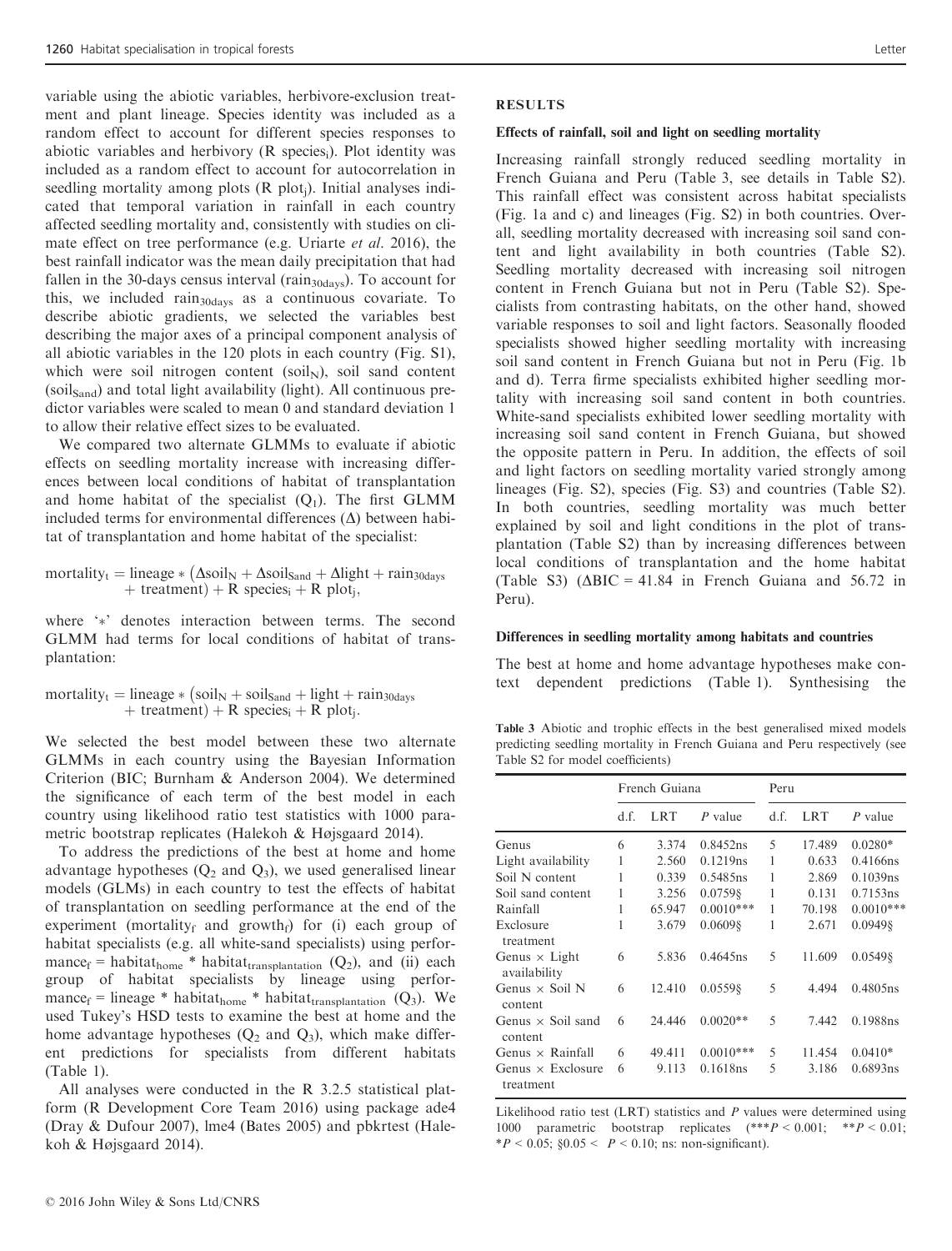variable using the abiotic variables, herbivore-exclusion treatment and plant lineage. Species identity was included as a random effect to account for different species responses to abiotic variables and herbivory (R $species_i$). Plot identity was included as a random effect to account for autocorrelation in seedling mortality among plots (R $plot_j$). Initial analyses indicated that temporal variation in rainfall in each country affected seedling mortality and, consistently with studies on climate effect on tree performance (e.g. Uriarte *et al.* 2016), the best rainfall indicator was the mean daily precipitation that had fallen in the 30-days census interval ($rain_{30days}$). To account for this, we included $rain_{30days}$ as a continuous covariate. To describe abiotic gradients, we selected the variables best describing the major axes of a principal component analysis of all abiotic variables in the 120 plots in each country (Fig. S1), which were soil nitrogen content ($soil_N$), soil sand content ($soil_{Sand}$) and total light availability (light). All continuous predictor variables were scaled to mean 0 and standard deviation 1 to allow their relative effect sizes to be evaluated.

We compared two alternate GLMMs to evaluate if abiotic effects on seedling mortality increase with increasing differences between local conditions of habitat of transplantation and home habitat of the specialist ($Q_1$). The first GLMM included terms for environmental differences ($\Delta$) between habitat of transplantation and home habitat of the specialist:

$$mortality_t = lineage * (\Delta soil_N + \Delta soil_{Sand} + \Delta light + rain_{30days} + treatment) + R\ species_i + R\ plot_j,$$

where '*' denotes interaction between terms. The second GLMM had terms for local conditions of habitat of transplantation:

$$mortality_t = lineage * (soil_N + soil_{Sand} + light + rain_{30days} + treatment) + R\ species_i + R\ plot_j.$$

We selected the best model between these two alternate GLMMs in each country using the Bayesian Information Criterion (BIC; Burnham & Anderson 2004). We determined the significance of each term of the best model in each country using likelihood ratio test statistics with 1000 parametric bootstrap replicates (Halekoh & Højsgaard 2014).

To address the predictions of the best at home and home advantage hypotheses ($Q_2$ and $Q_3$), we used generalised linear models (GLMs) in each country to test the effects of habitat of transplantation on seedling performance at the end of the experiment ($mortality_f$ and $growth_f$) for (i) each group of habitat specialists (e.g. all white-sand specialists) using $performance_f = habitat_{home} * habitat_{transplantation}$ ($Q_2$), and (ii) each group of habitat specialists by lineage using $performance_f = lineage * habitat_{home} * habitat_{transplantation}$ ($Q_3$). We used Tukey's HSD tests to examine the best at home and the home advantage hypotheses ($Q_2$ and $Q_3$), which make different predictions for specialists from different habitats (Table 1).

All analyses were conducted in the R 3.2.5 statistical platform (R Development Core Team 2016) using package ade4 (Dray & Dufour 2007), lme4 (Bates 2005) and pbkrtest (Halekoh & Højsgaard 2014).

## RESULTS

### Effects of rainfall, soil and light on seedling mortality

Increasing rainfall strongly reduced seedling mortality in French Guiana and Peru (Table 3, see details in Table S2). This rainfall effect was consistent across habitat specialists (Fig. 1a and c) and lineages (Fig. S2) in both countries. Overall, seedling mortality decreased with increasing soil sand content and light availability in both countries (Table S2). Seedling mortality decreased with increasing soil nitrogen content in French Guiana but not in Peru (Table S2). Specialists from contrasting habitats, on the other hand, showed variable responses to soil and light factors. Seasonally flooded specialists showed higher seedling mortality with increasing soil sand content in French Guiana but not in Peru (Fig. 1b and d). Terra firme specialists exhibited higher seedling mortality with increasing soil sand content in both countries. White-sand specialists exhibited lower seedling mortality with increasing soil sand content in French Guiana, but showed the opposite pattern in Peru. In addition, the effects of soil and light factors on seedling mortality varied strongly among lineages (Fig. S2), species (Fig. S3) and countries (Table S2). In both countries, seedling mortality was much better explained by soil and light conditions in the plot of transplantation (Table S2) than by increasing differences between local conditions of transplantation and the home habitat (Table S3) ($\Delta$BIC = 41.84 in French Guiana and 56.72 in Peru).

### Differences in seedling mortality among habitats and countries

The best at home and home advantage hypotheses make context dependent predictions (Table 1). Synthesising the

**Table 3** Abiotic and trophic effects in the best generalised mixed models predicting seedling mortality in French Guiana and Peru respectively (see Table S2 for model coefficients)

| | French Guiana | | | Peru | | |
|---|---|---|---|---|---|---|
| | d.f. | LRT | *P* value | d.f. | LRT | *P* value |
| Genus | 6 | 3.374 | 0.8452ns | 5 | 17.489 | 0.0280* |
| Light availability | 1 | 2.560 | 0.1219ns | 1 | 0.633 | 0.4166ns |
| Soil N content | 1 | 0.339 | 0.5485ns | 1 | 2.869 | 0.1039ns |
| Soil sand content | 1 | 3.256 | 0.0759§ | 1 | 0.131 | 0.7153ns |
| Rainfall | 1 | 65.947 | 0.0010*** | 1 | 70.198 | 0.0010*** |
| Exclosure treatment | 1 | 3.679 | 0.0609§ | 1 | 2.671 | 0.0949§ |
| Genus × Light availability | 6 | 5.836 | 0.4645ns | 5 | 11.609 | 0.0549§ |
| Genus × Soil N content | 6 | 12.410 | 0.0559§ | 5 | 4.494 | 0.4805ns |
| Genus × Soil sand content | 6 | 24.446 | 0.0020** | 5 | 7.442 | 0.1988ns |
| Genus × Rainfall | 6 | 49.411 | 0.0010*** | 5 | 11.454 | 0.0410* |
| Genus × Exclosure treatment | 6 | 9.113 | 0.1618ns | 5 | 3.186 | 0.6893ns |

Likelihood ratio test (LRT) statistics and *P* values were determined using 1000 parametric bootstrap replicates (***$P < 0.001$; **$P < 0.01$; *$P < 0.05$; §$0.05 < P < 0.10$; ns: non-significant).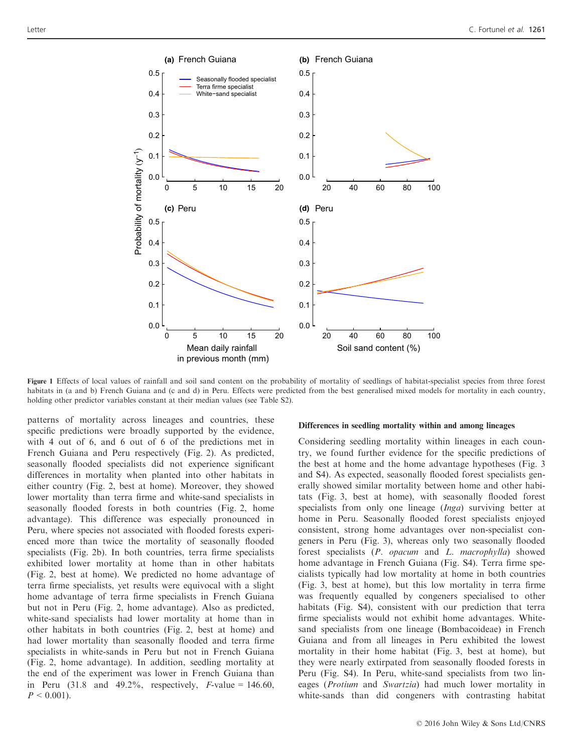Figure 1 Effects of local values of rainfall and soil sand content on the probability of mortality of seedlings of habitat-specialist species from three forest habitats in (a and b) French Guiana and (c and d) in Peru. Effects were predicted from the best generalised mixed models for mortality in each country, holding other predictor variables constant at their median values (see Table S2).

patterns of mortality across lineages and countries, these specific predictions were broadly supported by the evidence, with 4 out of 6, and 6 out of 6 of the predictions met in French Guiana and Peru respectively (Fig. 2). As predicted, seasonally flooded specialists did not experience significant differences in mortality when planted into other habitats in either country (Fig. 2, best at home). Moreover, they showed lower mortality than terra firme and white-sand specialists in seasonally flooded forests in both countries (Fig. 2, home advantage). This difference was especially pronounced in Peru, where species not associated with flooded forests experienced more than twice the mortality of seasonally flooded specialists (Fig. 2b). In both countries, terra firme specialists exhibited lower mortality at home than in other habitats (Fig. 2, best at home). We predicted no home advantage of terra firme specialists, yet results were equivocal with a slight home advantage of terra firme specialists in French Guiana but not in Peru (Fig. 2, home advantage). Also as predicted, white-sand specialists had lower mortality at home than in other habitats in both countries (Fig. 2, best at home) and had lower mortality than seasonally flooded and terra firme specialists in white-sands in Peru but not in French Guiana (Fig. 2, home advantage). In addition, seedling mortality at the end of the experiment was lower in French Guiana than in Peru (31.8 and 49.2%, respectively, $F$-value = 146.60, $P < 0.001$).

#### Differences in seedling mortality within and among lineages

Considering seedling mortality within lineages in each country, we found further evidence for the specific predictions of the best at home and the home advantage hypotheses (Fig. 3 and S4). As expected, seasonally flooded forest specialists generally showed similar mortality between home and other habitats (Fig. 3, best at home), with seasonally flooded forest specialists from only one lineage (*Inga*) surviving better at home in Peru. Seasonally flooded forest specialists enjoyed consistent, strong home advantages over non-specialist congeners in Peru (Fig. 3), whereas only two seasonally flooded forest specialists (*P. opacum* and *L. macrophylla*) showed home advantage in French Guiana (Fig. S4). Terra firme specialists typically had low mortality at home in both countries (Fig. 3, best at home), but this low mortality in terra firme was frequently equalled by congeners specialised to other habitats (Fig. S4), consistent with our prediction that terra firme specialists would not exhibit home advantages. White-sand specialists from one lineage (Bombacoideae) in French Guiana and from all lineages in Peru exhibited the lowest mortality in their home habitat (Fig. 3, best at home), but they were nearly extirpated from seasonally flooded forests in Peru (Fig. S4). In Peru, white-sand specialists from two lineages (*Protium* and *Swartzia*) had much lower mortality in white-sands than did congeners with contrasting habitat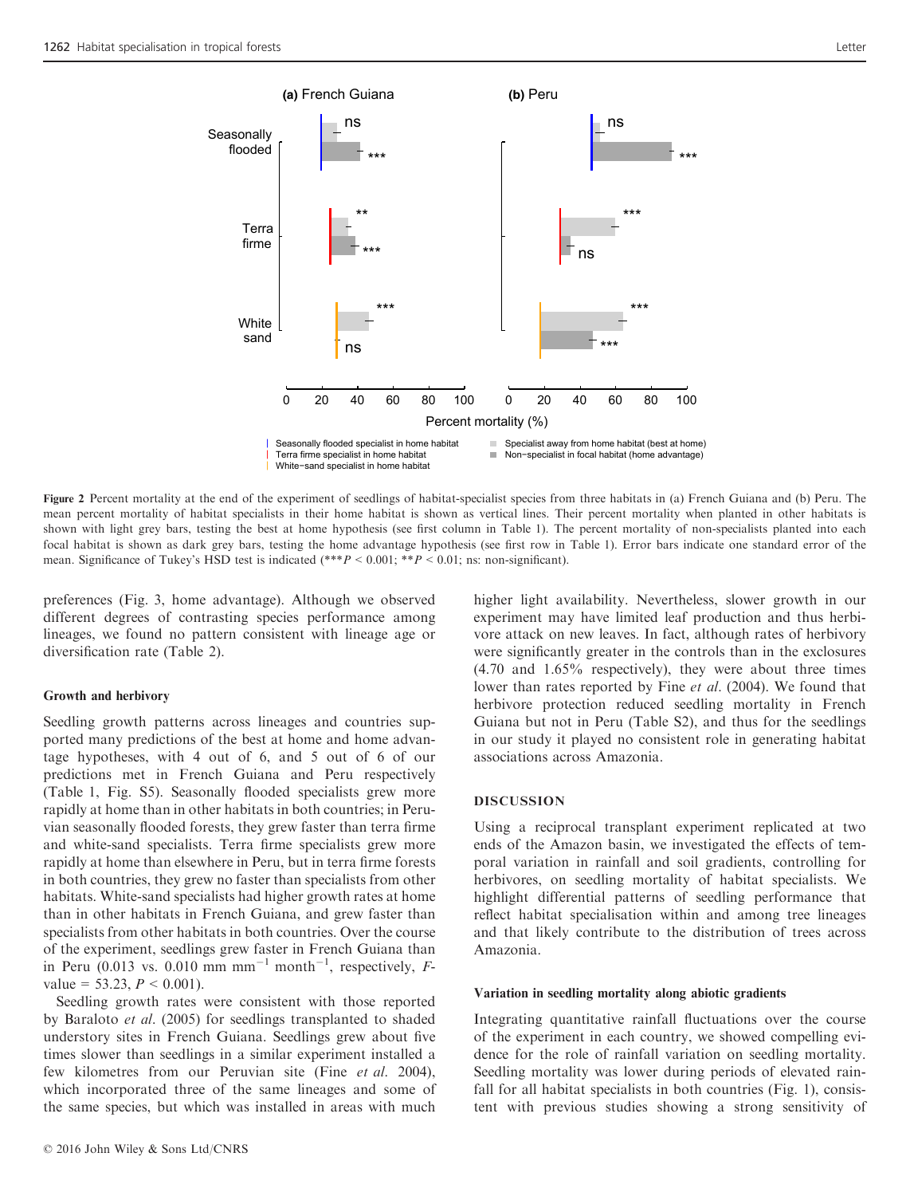Figure 2 Percent mortality at the end of the experiment of seedlings of habitat-specialist species from three habitats in (a) French Guiana and (b) Peru. The mean percent mortality of habitat specialists in their home habitat is shown as vertical lines. Their percent mortality when planted in other habitats is shown with light grey bars, testing the best at home hypothesis (see first column in Table 1). The percent mortality of non-specialists planted into each focal habitat is shown as dark grey bars, testing the home advantage hypothesis (see first row in Table 1). Error bars indicate one standard error of the mean. Significance of Tukey's HSD test is indicated (*** $P < 0.001$; ** $P < 0.01$; ns: non-significant).

preferences (Fig. 3, home advantage). Although we observed different degrees of contrasting species performance among lineages, we found no pattern consistent with lineage age or diversification rate (Table 2).

#### Growth and herbivory

Seedling growth patterns across lineages and countries supported many predictions of the best at home and home advantage hypotheses, with 4 out of 6, and 5 out of 6 of our predictions met in French Guiana and Peru respectively (Table 1, Fig. S5). Seasonally flooded specialists grew more rapidly at home than in other habitats in both countries; in Peruvian seasonally flooded forests, they grew faster than terra firme and white-sand specialists. Terra firme specialists grew more rapidly at home than elsewhere in Peru, but in terra firme forests in both countries, they grew no faster than specialists from other habitats. White-sand specialists had higher growth rates at home than in other habitats in French Guiana, and grew faster than specialists from other habitats in both countries. Over the course of the experiment, seedlings grew faster in French Guiana than in Peru (0.013 vs. 0.010 mm $\text{mm}^{-1}$ $\text{month}^{-1}$, respectively, $F$-value = 53.23, $P < 0.001$).

Seedling growth rates were consistent with those reported by Baraloto *et al.* (2005) for seedlings transplanted to shaded understory sites in French Guiana. Seedlings grew about five times slower than seedlings in a similar experiment installed a few kilometres from our Peruvian site (Fine *et al.* 2004), which incorporated three of the same lineages and some of the same species, but which was installed in areas with much higher light availability. Nevertheless, slower growth in our experiment may have limited leaf production and thus herbivore attack on new leaves. In fact, although rates of herbivory were significantly greater in the controls than in the exclosures (4.70 and 1.65% respectively), they were about three times lower than rates reported by Fine *et al.* (2004). We found that herbivore protection reduced seedling mortality in French Guiana but not in Peru (Table S2), and thus for the seedlings in our study it played no consistent role in generating habitat associations across Amazonia.

## DISCUSSION

Using a reciprocal transplant experiment replicated at two ends of the Amazon basin, we investigated the effects of temporal variation in rainfall and soil gradients, controlling for herbivores, on seedling mortality of habitat specialists. We highlight differential patterns of seedling performance that reflect habitat specialisation within and among tree lineages and that likely contribute to the distribution of trees across Amazonia.

#### Variation in seedling mortality along abiotic gradients

Integrating quantitative rainfall fluctuations over the course of the experiment in each country, we showed compelling evidence for the role of rainfall variation on seedling mortality. Seedling mortality was lower during periods of elevated rainfall for all habitat specialists in both countries (Fig. 1), consistent with previous studies showing a strong sensitivity of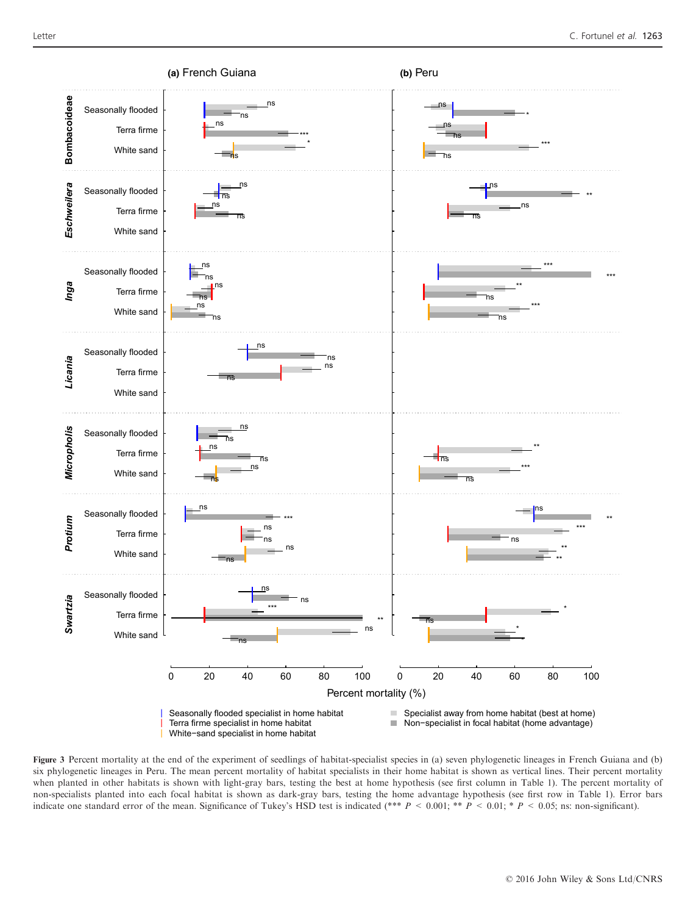Figure 3 Percent mortality at the end of the experiment of seedlings of habitat-specialist species in (a) seven phylogenetic lineages in French Guiana and (b) six phylogenetic lineages in Peru. The mean percent mortality of habitat specialists in their home habitat is shown as vertical lines. Their percent mortality when planted in other habitats is shown with light-gray bars, testing the best at home hypothesis (see first column in Table 1). The percent mortality of non-specialists planted into each focal habitat is shown as dark-gray bars, testing the home advantage hypothesis (see first row in Table 1). Error bars indicate one standard error of the mean. Significance of Tukey's HSD test is indicated (*** $P$ < 0.001; ** $P$ < 0.01; * $P$ < 0.05; ns: non-significant).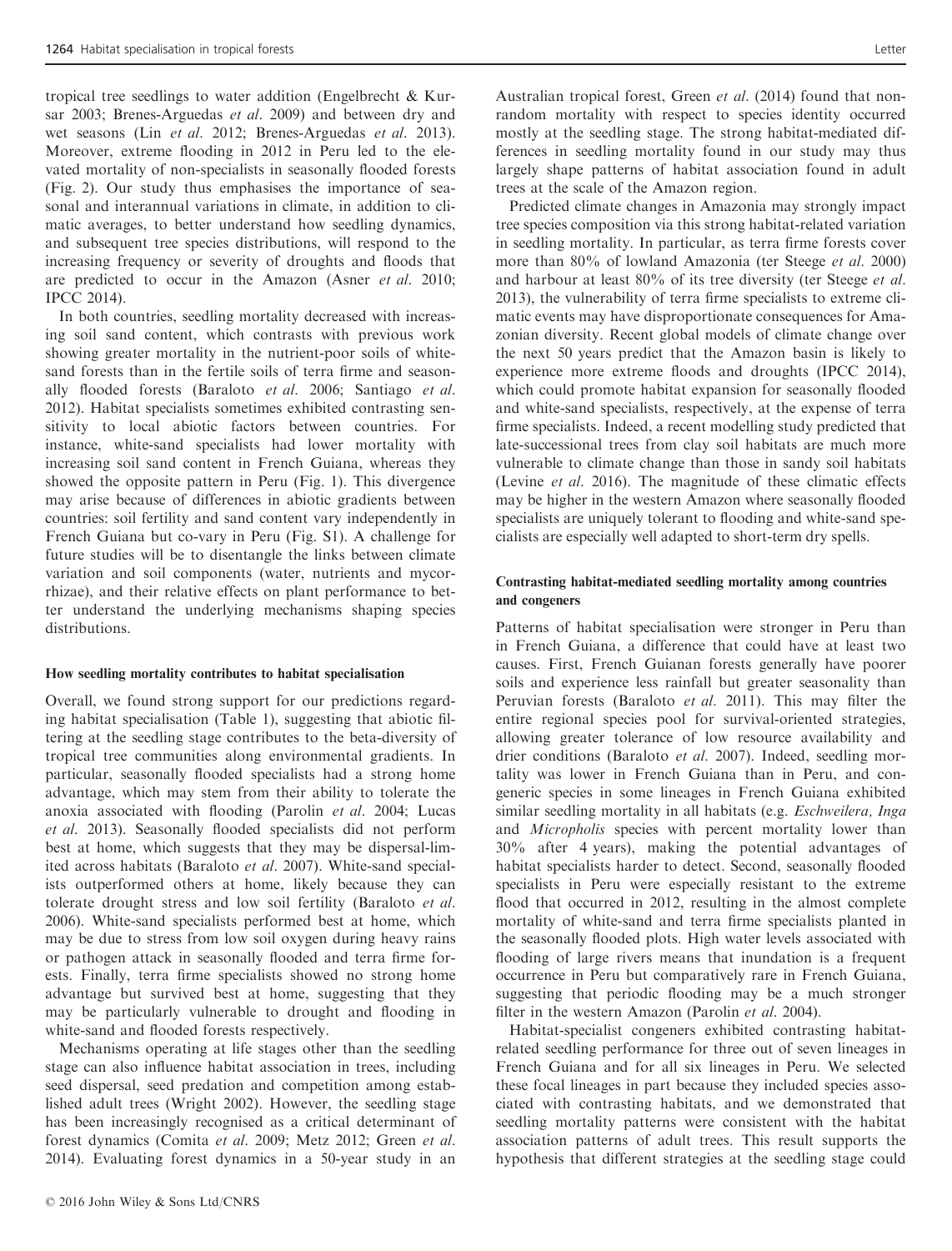tropical tree seedlings to water addition (Engelbrecht & Kursar 2003; Brenes-Arguedas *et al.* 2009) and between dry and wet seasons (Lin *et al.* 2012; Brenes-Arguedas *et al.* 2013). Moreover, extreme flooding in 2012 in Peru led to the elevated mortality of non-specialists in seasonally flooded forests (Fig. 2). Our study thus emphasises the importance of seasonal and interannual variations in climate, in addition to climatic averages, to better understand how seedling dynamics, and subsequent tree species distributions, will respond to the increasing frequency or severity of droughts and floods that are predicted to occur in the Amazon (Asner *et al.* 2010; IPCC 2014).

In both countries, seedling mortality decreased with increasing soil sand content, which contrasts with previous work showing greater mortality in the nutrient-poor soils of white-sand forests than in the fertile soils of terra firme and seasonally flooded forests (Baraloto *et al.* 2006; Santiago *et al.* 2012). Habitat specialists sometimes exhibited contrasting sensitivity to local abiotic factors between countries. For instance, white-sand specialists had lower mortality with increasing soil sand content in French Guiana, whereas they showed the opposite pattern in Peru (Fig. 1). This divergence may arise because of differences in abiotic gradients between countries: soil fertility and sand content vary independently in French Guiana but co-vary in Peru (Fig. S1). A challenge for future studies will be to disentangle the links between climate variation and soil components (water, nutrients and mycorrhizae), and their relative effects on plant performance to better understand the underlying mechanisms shaping species distributions.

#### How seedling mortality contributes to habitat specialisation

Overall, we found strong support for our predictions regarding habitat specialisation (Table 1), suggesting that abiotic filtering at the seedling stage contributes to the beta-diversity of tropical tree communities along environmental gradients. In particular, seasonally flooded specialists had a strong home advantage, which may stem from their ability to tolerate the anoxia associated with flooding (Parolin *et al.* 2004; Lucas *et al.* 2013). Seasonally flooded specialists did not perform best at home, which suggests that they may be dispersal-limited across habitats (Baraloto *et al.* 2007). White-sand specialists outperformed others at home, likely because they can tolerate drought stress and low soil fertility (Baraloto *et al.* 2006). White-sand specialists performed best at home, which may be due to stress from low soil oxygen during heavy rains or pathogen attack in seasonally flooded and terra firme forests. Finally, terra firme specialists showed no strong home advantage but survived best at home, suggesting that they may be particularly vulnerable to drought and flooding in white-sand and flooded forests respectively.

Mechanisms operating at life stages other than the seedling stage can also influence habitat association in trees, including seed dispersal, seed predation and competition among established adult trees (Wright 2002). However, the seedling stage has been increasingly recognised as a critical determinant of forest dynamics (Comita *et al.* 2009; Metz 2012; Green *et al.* 2014). Evaluating forest dynamics in a 50-year study in an Australian tropical forest, Green *et al.* (2014) found that non-random mortality with respect to species identity occurred mostly at the seedling stage. The strong habitat-mediated differences in seedling mortality found in our study may thus largely shape patterns of habitat association found in adult trees at the scale of the Amazon region.

Predicted climate changes in Amazonia may strongly impact tree species composition via this strong habitat-related variation in seedling mortality. In particular, as terra firme forests cover more than 80% of lowland Amazonia (ter Steege *et al.* 2000) and harbour at least 80% of its tree diversity (ter Steege *et al.* 2013), the vulnerability of terra firme specialists to extreme climatic events may have disproportionate consequences for Amazonian diversity. Recent global models of climate change over the next 50 years predict that the Amazon basin is likely to experience more extreme floods and droughts (IPCC 2014), which could promote habitat expansion for seasonally flooded and white-sand specialists, respectively, at the expense of terra firme specialists. Indeed, a recent modelling study predicted that late-successional trees from clay soil habitats are much more vulnerable to climate change than those in sandy soil habitats (Levine *et al.* 2016). The magnitude of these climatic effects may be higher in the western Amazon where seasonally flooded specialists are uniquely tolerant to flooding and white-sand specialists are especially well adapted to short-term dry spells.

#### Contrasting habitat-mediated seedling mortality among countries and congeners

Patterns of habitat specialisation were stronger in Peru than in French Guiana, a difference that could have at least two causes. First, French Guianan forests generally have poorer soils and experience less rainfall but greater seasonality than Peruvian forests (Baraloto *et al.* 2011). This may filter the entire regional species pool for survival-oriented strategies, allowing greater tolerance of low resource availability and drier conditions (Baraloto *et al.* 2007). Indeed, seedling mortality was lower in French Guiana than in Peru, and congeneric species in some lineages in French Guiana exhibited similar seedling mortality in all habitats (e.g. *Eschweilera*, *Inga* and *Micropholis* species with percent mortality lower than 30% after 4 years), making the potential advantages of habitat specialists harder to detect. Second, seasonally flooded specialists in Peru were especially resistant to the extreme flood that occurred in 2012, resulting in the almost complete mortality of white-sand and terra firme specialists planted in the seasonally flooded plots. High water levels associated with flooding of large rivers means that inundation is a frequent occurrence in Peru but comparatively rare in French Guiana, suggesting that periodic flooding may be a much stronger filter in the western Amazon (Parolin *et al.* 2004).

Habitat-specialist congeners exhibited contrasting habitat-related seedling performance for three out of seven lineages in French Guiana and for all six lineages in Peru. We selected these focal lineages in part because they included species associated with contrasting habitats, and we demonstrated that seedling mortality patterns were consistent with the habitat association patterns of adult trees. This result supports the hypothesis that different strategies at the seedling stage could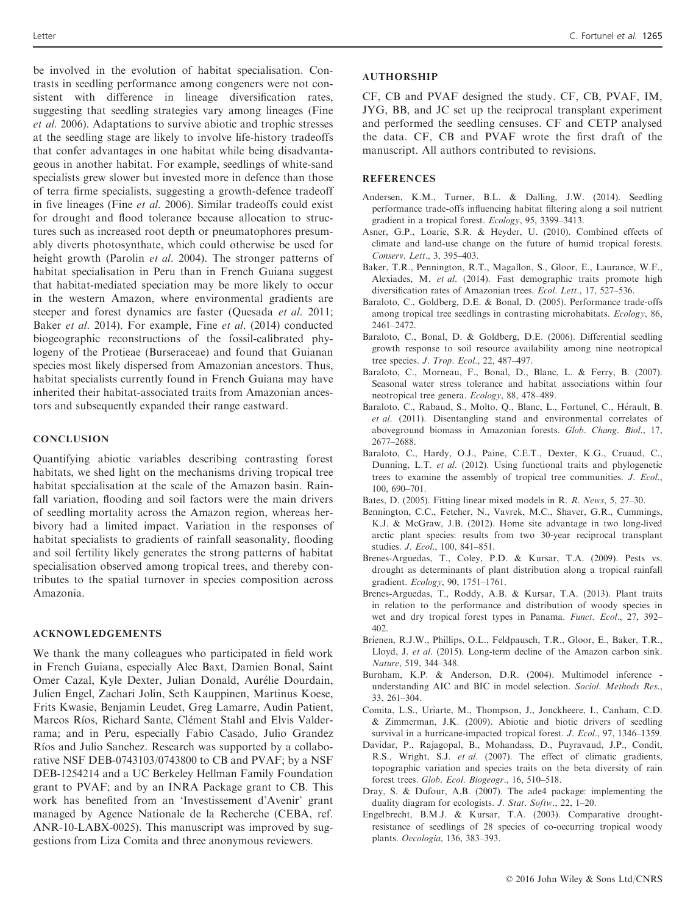be involved in the evolution of habitat specialisation. Contrasts in seedling performance among congeners were not consistent with difference in lineage diversification rates, suggesting that seedling strategies vary among lineages (Fine *et al.* 2006). Adaptations to survive abiotic and trophic stresses at the seedling stage are likely to involve life-history tradeoffs that confer advantages in one habitat while being disadvantageous in another habitat. For example, seedlings of white-sand specialists grew slower but invested more in defence than those of terra firme specialists, suggesting a growth-defence tradeoff in five lineages (Fine *et al.* 2006). Similar tradeoffs could exist for drought and flood tolerance because allocation to structures such as increased root depth or pneumatophores presumably diverts photosynthate, which could otherwise be used for height growth (Parolin *et al.* 2004). The stronger patterns of habitat specialisation in Peru than in French Guiana suggest that habitat-mediated speciation may be more likely to occur in the western Amazon, where environmental gradients are steeper and forest dynamics are faster (Quesada *et al.* 2011; Baker *et al.* 2014). For example, Fine *et al.* (2014) conducted biogeographic reconstructions of the fossil-calibrated phylogeny of the Protieae (Burseraceae) and found that Guianan species most likely dispersed from Amazonian ancestors. Thus, habitat specialists currently found in French Guiana may have inherited their habitat-associated traits from Amazonian ancestors and subsequently expanded their range eastward.

## CONCLUSION

Quantifying abiotic variables describing contrasting forest habitats, we shed light on the mechanisms driving tropical tree habitat specialisation at the scale of the Amazon basin. Rainfall variation, flooding and soil factors were the main drivers of seedling mortality across the Amazon region, whereas herbivory had a limited impact. Variation in the responses of habitat specialists to gradients of rainfall seasonality, flooding and soil fertility likely generates the strong patterns of habitat specialisation observed among tropical trees, and thereby contributes to the spatial turnover in species composition across Amazonia.

## ACKNOWLEDGEMENTS

We thank the many colleagues who participated in field work in French Guiana, especially Alec Baxt, Damien Bonal, Saint Omer Cazal, Kyle Dexter, Julian Donald, Aurélie Dourdain, Julien Engel, Zachari Jolin, Seth Kauppinen, Martinus Koese, Frits Kwasie, Benjamin Leudet, Greg Lamarre, Audin Patient, Marcos Ríos, Richard Sante, Clément Stahl and Elvis Valderrama; and in Peru, especially Fabio Casado, Julio Grandez Ríos and Julio Sanchez. Research was supported by a collaborative NSF DEB-0743103/0743800 to CB and PVAF; by a NSF DEB-1254214 and a UC Berkeley Hellman Family Foundation grant to PVAF; and by an INRA Package grant to CB. This work has benefited from an 'Investissement d'Avenir' grant managed by Agence Nationale de la Recherche (CEBA, ref. ANR-10-LABX-0025). This manuscript was improved by suggestions from Liza Comita and three anonymous reviewers.

## AUTHORSHIP

CF, CB and PVAF designed the study. CF, CB, PVAF, IM, JYG, BB, and JC set up the reciprocal transplant experiment and performed the seedling censuses. CF and CETP analysed the data. CF, CB and PVAF wrote the first draft of the manuscript. All authors contributed to revisions.

## REFERENCES

Andersen, K.M., Turner, B.L. & Dalling, J.W. (2014). Seedling performance trade-offs influencing habitat filtering along a soil nutrient gradient in a tropical forest. *Ecology*, 95, 3399–3413.

Asner, G.P., Loarie, S.R. & Heyder, U. (2010). Combined effects of climate and land-use change on the future of humid tropical forests. *Conserv. Lett.*, 3, 395–403.

Baker, T.R., Pennington, R.T., Magallon, S., Gloor, E., Laurance, W.F., Alexiades, M. *et al.* (2014). Fast demographic traits promote high diversification rates of Amazonian trees. *Ecol. Lett.*, 17, 527–536.

Baraloto, C., Goldberg, D.E. & Bonal, D. (2005). Performance trade-offs among tropical tree seedlings in contrasting microhabitats. *Ecology*, 86, 2461–2472.

Baraloto, C., Bonal, D. & Goldberg, D.E. (2006). Differential seedling growth response to soil resource availability among nine neotropical tree species. *J. Trop. Ecol.*, 22, 487–497.

Baraloto, C., Morneau, F., Bonal, D., Blanc, L. & Ferry, B. (2007). Seasonal water stress tolerance and habitat associations within four neotropical tree genera. *Ecology*, 88, 478–489.

Baraloto, C., Rabaud, S., Molto, Q., Blanc, L., Fortunel, C., Hérault, B. *et al.* (2011). Disentangling stand and environmental correlates of aboveground biomass in Amazonian forests. *Glob. Chang. Biol.*, 17, 2677–2688.

Baraloto, C., Hardy, O.J., Paine, C.E.T., Dexter, K.G., Cruaud, C., Dunning, L.T. *et al.* (2012). Using functional traits and phylogenetic trees to examine the assembly of tropical tree communities. *J. Ecol.*, 100, 690–701.

Bates, D. (2005). Fitting linear mixed models in R. *R. News*, 5, 27–30.

Bennington, C.C., Fetcher, N., Vavrek, M.C., Shaver, G.R., Cummings, K.J. & McGraw, J.B. (2012). Home site advantage in two long-lived arctic plant species: results from two 30-year reciprocal transplant studies. *J. Ecol.*, 100, 841–851.

Brenes-Arguedas, T., Coley, P.D. & Kursar, T.A. (2009). Pests vs. drought as determinants of plant distribution along a tropical rainfall gradient. *Ecology*, 90, 1751–1761.

Brenes-Arguedas, T., Roddy, A.B. & Kursar, T.A. (2013). Plant traits in relation to the performance and distribution of woody species in wet and dry tropical forest types in Panama. *Funct. Ecol.*, 27, 392–402.

Brienen, R.J.W., Phillips, O.L., Feldpausch, T.R., Gloor, E., Baker, T.R., Lloyd, J. *et al.* (2015). Long-term decline of the Amazon carbon sink. *Nature*, 519, 344–348.

Burnham, K.P. & Anderson, D.R. (2004). Multimodel inference - understanding AIC and BIC in model selection. *Sociol. Methods Res.*, 33, 261–304.

Comita, L.S., Uriarte, M., Thompson, J., Jonckheere, I., Canham, C.D. & Zimmerman, J.K. (2009). Abiotic and biotic drivers of seedling survival in a hurricane-impacted tropical forest. *J. Ecol.*, 97, 1346–1359.

Davidar, P., Rajagopal, B., Mohandass, D., Puyravaud, J.P., Condit, R.S., Wright, S.J. *et al.* (2007). The effect of climatic gradients, topographic variation and species traits on the beta diversity of rain forest trees. *Glob. Ecol. Biogeogr.*, 16, 510–518.

Dray, S. & Dufour, A.B. (2007). The ade4 package: implementing the duality diagram for ecologists. *J. Stat. Softw.*, 22, 1–20.

Engelbrecht, B.M.J. & Kursar, T.A. (2003). Comparative drought-resistance of seedlings of 28 species of co-occurring tropical woody plants. *Oecologia*, 136, 383–393.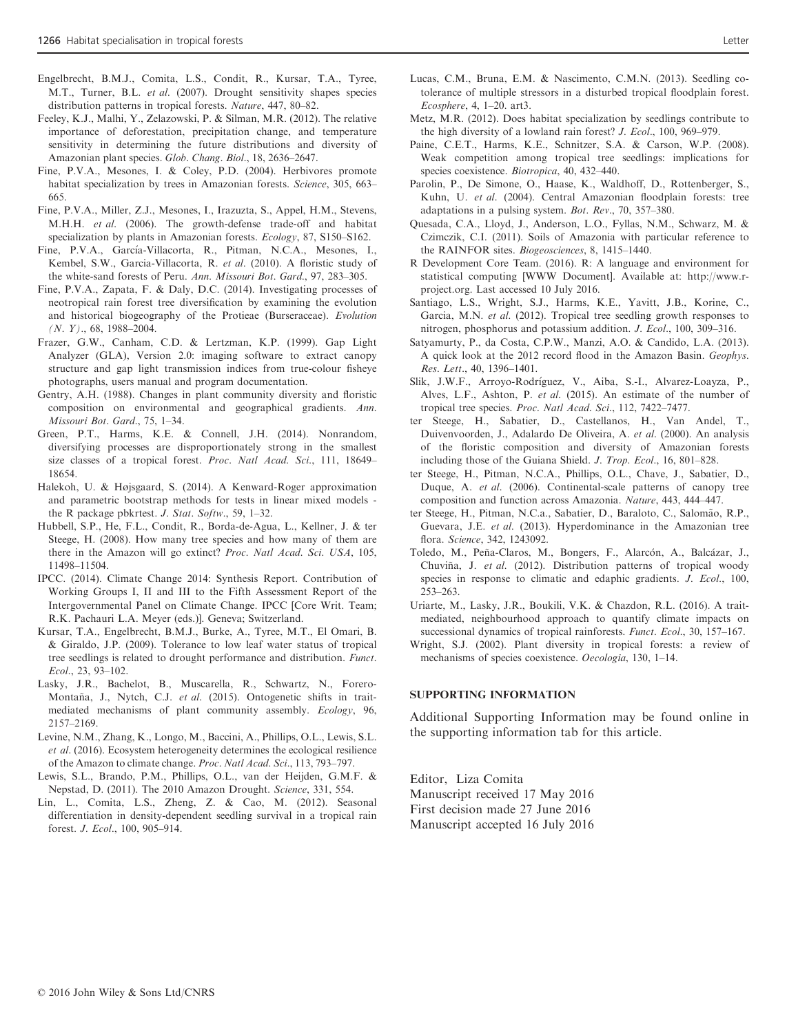Engelbrecht, B.M.J., Comita, L.S., Condit, R., Kursar, T.A., Tyree, M.T., Turner, B.L. *et al.* (2007). Drought sensitivity shapes species distribution patterns in tropical forests. *Nature*, 447, 80–82.

Feeley, K.J., Malhi, Y., Zelazowski, P. & Silman, M.R. (2012). The relative importance of deforestation, precipitation change, and temperature sensitivity in determining the future distributions and diversity of Amazonian plant species. *Glob. Chang. Biol.*, 18, 2636–2647.

Fine, P.V.A., Mesones, I. & Coley, P.D. (2004). Herbivores promote habitat specialization by trees in Amazonian forests. *Science*, 305, 663–665.

Fine, P.V.A., Miller, Z.J., Mesones, I., Irazuzta, S., Appel, H.M., Stevens, M.H.H. *et al.* (2006). The growth-defense trade-off and habitat specialization by plants in Amazonian forests. *Ecology*, 87, S150–S162.

Fine, P.V.A., García-Villacorta, R., Pitman, N.C.A., Mesones, I., Kembel, S.W., Garcia-Villacorta, R. *et al.* (2010). A floristic study of the white-sand forests of Peru. *Ann. Missouri Bot. Gard.*, 97, 283–305.

Fine, P.V.A., Zapata, F. & Daly, D.C. (2014). Investigating processes of neotropical rain forest tree diversification by examining the evolution and historical biogeography of the Protieae (Burseraceae). *Evolution (N. Y).*, 68, 1988–2004.

Frazer, G.W., Canham, C.D. & Lertzman, K.P. (1999). Gap Light Analyzer (GLA), Version 2.0: imaging software to extract canopy structure and gap light transmission indices from true-colour fisheye photographs, users manual and program documentation.

Gentry, A.H. (1988). Changes in plant community diversity and floristic composition on environmental and geographical gradients. *Ann. Missouri Bot. Gard.*, 75, 1–34.

Green, P.T., Harms, K.E. & Connell, J.H. (2014). Nonrandom, diversifying processes are disproportionately strong in the smallest size classes of a tropical forest. *Proc. Natl Acad. Sci.*, 111, 18649–18654.

Halekoh, U. & Højsgaard, S. (2014). A Kenward-Roger approximation and parametric bootstrap methods for tests in linear mixed models - the R package pbkrtest. *J. Stat. Softw.*, 59, 1–32.

Hubbell, S.P., He, F.L., Condit, R., Borda-de-Agua, L., Kellner, J. & ter Steege, H. (2008). How many tree species and how many of them are there in the Amazon will go extinct? *Proc. Natl Acad. Sci. USA*, 105, 11498–11504.

IPCC. (2014). Climate Change 2014: Synthesis Report. Contribution of Working Groups I, II and III to the Fifth Assessment Report of the Intergovernmental Panel on Climate Change. IPCC [Core Writ. Team; R.K. Pachauri L.A. Meyer (eds.)]. Geneva; Switzerland.

Kursar, T.A., Engelbrecht, B.M.J., Burke, A., Tyree, M.T., El Omari, B. & Giraldo, J.P. (2009). Tolerance to low leaf water status of tropical tree seedlings is related to drought performance and distribution. *Funct. Ecol.*, 23, 93–102.

Lasky, J.R., Bachelot, B., Muscarella, R., Schwartz, N., Forero-Montaña, J., Nytch, C.J. *et al.* (2015). Ontogenetic shifts in trait-mediated mechanisms of plant community assembly. *Ecology*, 96, 2157–2169.

Levine, N.M., Zhang, K., Longo, M., Baccini, A., Phillips, O.L., Lewis, S.L. *et al.* (2016). Ecosystem heterogeneity determines the ecological resilience of the Amazon to climate change. *Proc. Natl Acad. Sci.*, 113, 793–797.

Lewis, S.L., Brando, P.M., Phillips, O.L., van der Heijden, G.M.F. & Nepstad, D. (2011). The 2010 Amazon Drought. *Science*, 331, 554.

Lin, L., Comita, L.S., Zheng, Z. & Cao, M. (2012). Seasonal differentiation in density-dependent seedling survival in a tropical rain forest. *J. Ecol.*, 100, 905–914.

Lucas, C.M., Bruna, E.M. & Nascimento, C.M.N. (2013). Seedling co-tolerance of multiple stressors in a disturbed tropical floodplain forest. *Ecosphere*, 4, 1–20. art3.

Metz, M.R. (2012). Does habitat specialization by seedlings contribute to the high diversity of a lowland rain forest? *J. Ecol.*, 100, 969–979.

Paine, C.E.T., Harms, K.E., Schnitzer, S.A. & Carson, W.P. (2008). Weak competition among tropical tree seedlings: implications for species coexistence. *Biotropica*, 40, 432–440.

Parolin, P., De Simone, O., Haase, K., Waldhoff, D., Rottenberger, S., Kuhn, U. *et al.* (2004). Central Amazonian floodplain forests: tree adaptations in a pulsing system. *Bot. Rev.*, 70, 357–380.

Quesada, C.A., Lloyd, J., Anderson, L.O., Fyllas, N.M., Schwarz, M. & Czimczik, C.I. (2011). Soils of Amazonia with particular reference to the RAINFOR sites. *Biogeosciences*, 8, 1415–1440.

R Development Core Team. (2016). R: A language and environment for statistical computing [WWW Document]. Available at: http://www.r-project.org. Last accessed 10 July 2016.

Santiago, L.S., Wright, S.J., Harms, K.E., Yavitt, J.B., Korine, C., Garcia, M.N. *et al.* (2012). Tropical tree seedling growth responses to nitrogen, phosphorus and potassium addition. *J. Ecol.*, 100, 309–316.

Satyamurty, P., da Costa, C.P.W., Manzi, A.O. & Candido, L.A. (2013). A quick look at the 2012 record flood in the Amazon Basin. *Geophys. Res. Lett.*, 40, 1396–1401.

Slik, J.W.F., Arroyo-Rodríguez, V., Aiba, S.-I., Alvarez-Loayza, P., Alves, L.F., Ashton, P. *et al.* (2015). An estimate of the number of tropical tree species. *Proc. Natl Acad. Sci.*, 112, 7422–7477.

ter Steege, H., Sabatier, D., Castellanos, H., Van Andel, T., Duivenvoorden, J., Adalardo De Oliveira, A. *et al.* (2000). An analysis of the floristic composition and diversity of Amazonian forests including those of the Guiana Shield. *J. Trop. Ecol.*, 16, 801–828.

ter Steege, H., Pitman, N.C.A., Phillips, O.L., Chave, J., Sabatier, D., Duque, A. *et al.* (2006). Continental-scale patterns of canopy tree composition and function across Amazonia. *Nature*, 443, 444–447.

ter Steege, H., Pitman, N.C.a., Sabatier, D., Baraloto, C., Salomão, R.P., Guevara, J.E. *et al.* (2013). Hyperdominance in the Amazonian tree flora. *Science*, 342, 1243092.

Toledo, M., Peña-Claros, M., Bongers, F., Alarcón, A., Balcázar, J., Chuviña, J. *et al.* (2012). Distribution patterns of tropical woody species in response to climatic and edaphic gradients. *J. Ecol.*, 100, 253–263.

Uriarte, M., Lasky, J.R., Boukili, V.K. & Chazdon, R.L. (2016). A trait-mediated, neighbourhood approach to quantify climate impacts on successional dynamics of tropical rainforests. *Funct. Ecol.*, 30, 157–167.

Wright, S.J. (2002). Plant diversity in tropical forests: a review of mechanisms of species coexistence. *Oecologia*, 130, 1–14.

## SUPPORTING INFORMATION

Additional Supporting Information may be found online in the supporting information tab for this article.

Editor, Liza Comita
Manuscript received 17 May 2016
First decision made 27 June 2016
Manuscript accepted 16 July 2016